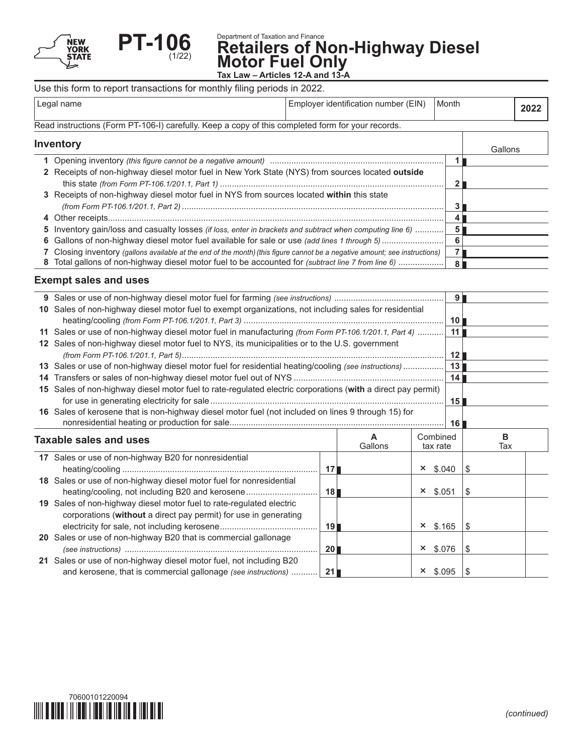NEW YORK STATE

# PT-106 (1/22)

Department of Taxation and Finance

## Retailers of Non-Highway Diesel Motor Fuel Only

**Tax Law – Articles 12-A and 13-A**

Use this form to report transactions for monthly filing periods in 2022.

| Legal name | Employer identification number (EIN) | Month | 2022 |
|---|---|---|---|
| | | | |

Read instructions (Form PT-106-I) carefully. Keep a copy of this completed form for your records.

### Inventory

| | | | Gallons |
|---|---|---|---|
| 1 | Opening inventory *(this figure cannot be a negative amount)* | 1 | |
| 2 | Receipts of non-highway diesel motor fuel in New York State (NYS) from sources located **outside** this state *(from Form PT-106.1/201.1, Part 1)* | 2 | |
| 3 | Receipts of non-highway diesel motor fuel in NYS from sources located **within** this state *(from Form PT-106.1/201.1, Part 2)* | 3 | |
| 4 | Other receipts | 4 | |
| 5 | Inventory gain/loss and casualty losses *(if loss, enter in brackets and subtract when computing line 6)* | 5 | |
| 6 | Gallons of non-highway diesel motor fuel available for sale or use *(add lines 1 through 5)* | 6 | |
| 7 | Closing inventory *(gallons available at the end of the month)(this figure cannot be a negative amount; see instructions)* | 7 | |
| 8 | Total gallons of non-highway diesel motor fuel to be accounted for *(subtract line 7 from line 6)* | 8 | |

### Exempt sales and uses

| | | | |
|---|---|---|---|
| 9 | Sales or use of non-highway diesel motor fuel for farming *(see instructions)* | 9 | |
| 10 | Sales of non-highway diesel motor fuel to exempt organizations, not including sales for residential heating/cooling *(from Form PT-106.1/201.1, Part 3)* | 10 | |
| 11 | Sales or use of non-highway diesel motor fuel in manufacturing *(from Form PT-106.1/201.1, Part 4)* | 11 | |
| 12 | Sales of non-highway diesel motor fuel to NYS, its municipalities or to the U.S. government *(from Form PT-106.1/201.1, Part 5)* | 12 | |
| 13 | Sales or use of non-highway diesel motor fuel for residential heating/cooling *(see instructions)* | 13 | |
| 14 | Transfers or sales of non-highway diesel motor fuel out of NYS | 14 | |
| 15 | Sales of non-highway diesel motor fuel to rate-regulated electric corporations (**with** a direct pay permit) for use in generating electricity for sale | 15 | |
| 16 | Sales of kerosene that is non-highway diesel motor fuel (not included on lines 9 through 15) for nonresidential heating or production for sale | 16 | |

### Taxable sales and uses

| | | | A Gallons | Combined tax rate | B Tax |
|---|---|---|---|---|---|
| 17 | Sales or use of non-highway B20 for nonresidential heating/cooling | 17 | | × $.040 | $ |
| 18 | Sales or use of non-highway diesel motor fuel for nonresidential heating/cooling, not including B20 and kerosene | 18 | | × $.051 | $ |
| 19 | Sales of non-highway diesel motor fuel to rate-regulated electric corporations (**without** a direct pay permit) for use in generating electricity for sale, not including kerosene | 19 | | × $.165 | $ |
| 20 | Sales or use of non-highway B20 that is commercial gallonage *(see instructions)* | 20 | | × $.076 | $ |
| 21 | Sales or use of non-highway diesel motor fuel, not including B20 and kerosene, that is commercial gallonage *(see instructions)* | 21 | | × $.095 | $ |

70600101220094

*(continued)*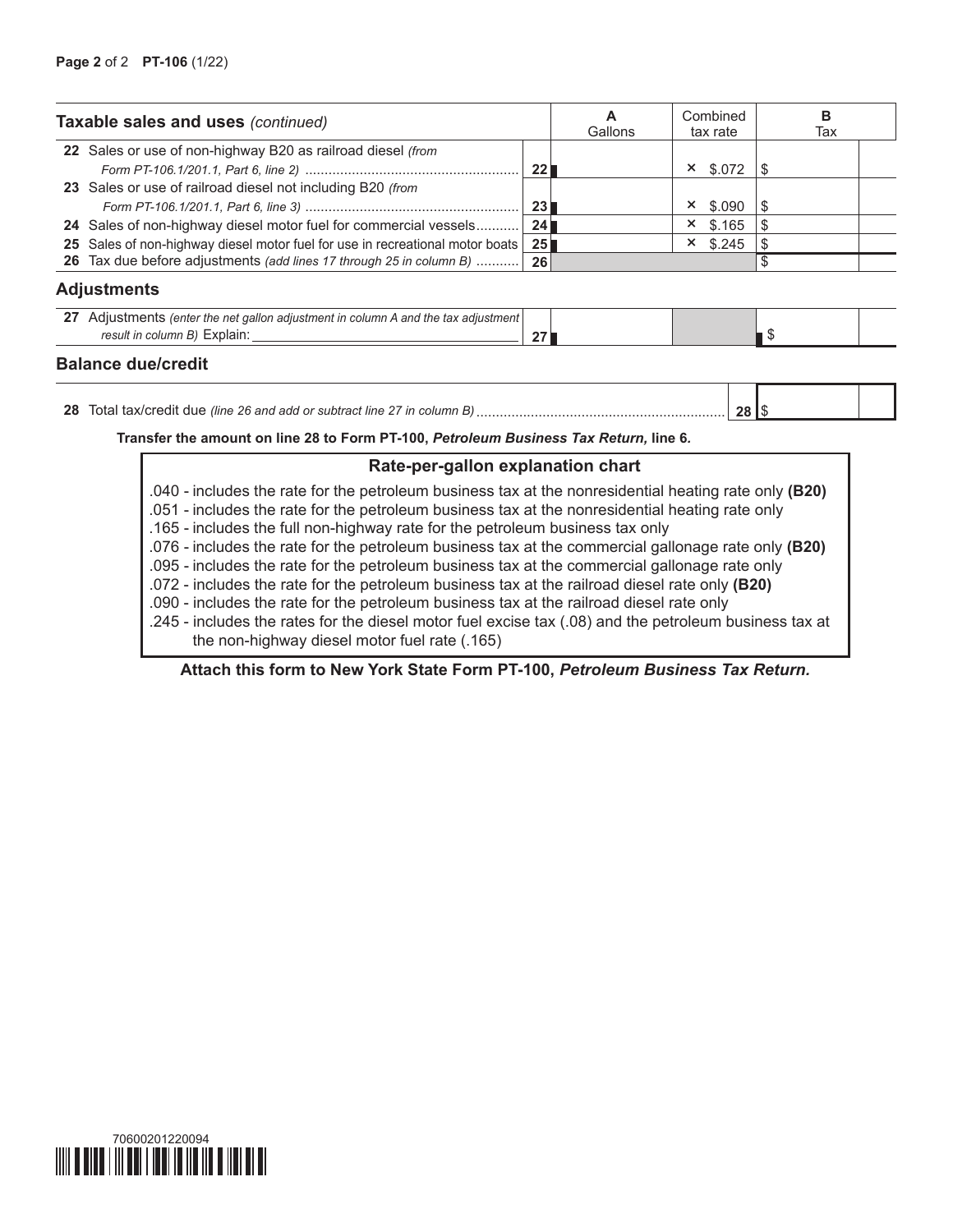| Taxable sales and uses *(continued)* | | A Gallons | Combined tax rate | B Tax |
|---|---|---|---|---|
| **22** Sales or use of non-highway B20 as railroad diesel *(from Form PT-106.1/201.1, Part 6, line 2)* | **22** | | × $.072 | $ |
| **23** Sales or use of railroad diesel not including B20 *(from Form PT-106.1/201.1, Part 6, line 3)* | **23** | | × $.090 | $ |
| **24** Sales of non-highway diesel motor fuel for commercial vessels | **24** | | × $.165 | $ |
| **25** Sales of non-highway diesel motor fuel for use in recreational motor boats | **25** | | × $.245 | $ |
| **26** Tax due before adjustments *(add lines 17 through 25 in column B)* | **26** | | | $ |

## Adjustments

| | | A Gallons | Combined tax rate | B Tax |
|---|---|---|---|---|
| **27** Adjustments *(enter the net gallon adjustment in column A and the tax adjustment result in column B)* Explain: \_\_\_\_\_\_\_\_\_\_\_\_\_\_\_\_\_\_\_\_ | **27** | | | $ |

## Balance due/credit

| | | |
|---|---|---|
| **28** Total tax/credit due *(line 26 and add or subtract line 27 in column B)* | **28** | $ |

**Transfer the amount on line 28 to Form PT-100, *Petroleum Business Tax Return,* line 6.**

### Rate-per-gallon explanation chart

.040 - includes the rate for the petroleum business tax at the nonresidential heating rate only **(B20)**
.051 - includes the rate for the petroleum business tax at the nonresidential heating rate only
.165 - includes the full non-highway rate for the petroleum business tax only
.076 - includes the rate for the petroleum business tax at the commercial gallonage rate only **(B20)**
.095 - includes the rate for the petroleum business tax at the commercial gallonage rate only
.072 - includes the rate for the petroleum business tax at the railroad diesel rate only **(B20)**
.090 - includes the rate for the petroleum business tax at the railroad diesel rate only
.245 - includes the rates for the diesel motor fuel excise tax (.08) and the petroleum business tax at the non-highway diesel motor fuel rate (.165)

**Attach this form to New York State Form PT-100, *Petroleum Business Tax Return.***

70600201220094